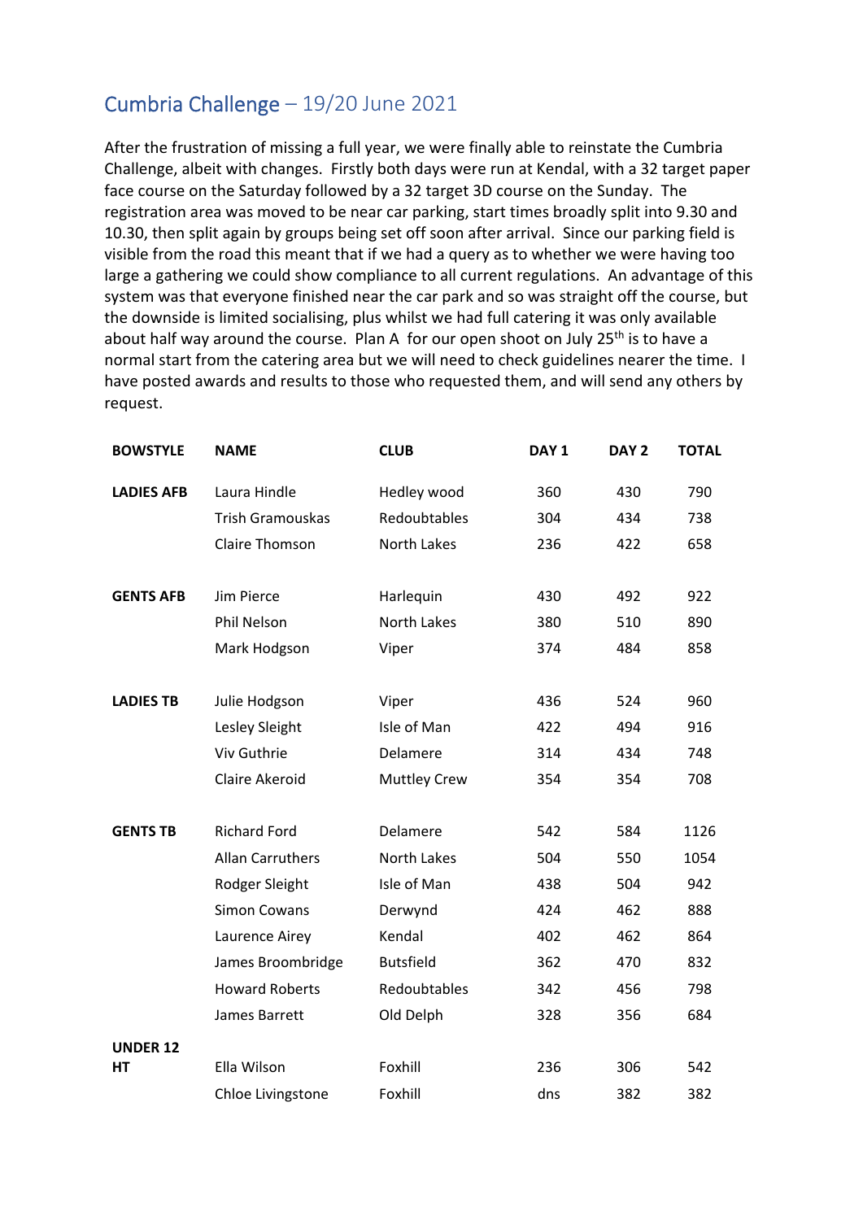## Cumbria Challenge – 19/20 June 2021

After the frustration of missing a full year, we were finally able to reinstate the Cumbria Challenge, albeit with changes. Firstly both days were run at Kendal, with a 32 target paper face course on the Saturday followed by a 32 target 3D course on the Sunday. The registration area was moved to be near car parking, start times broadly split into 9.30 and 10.30, then split again by groups being set off soon after arrival. Since our parking field is visible from the road this meant that if we had a query as to whether we were having too large a gathering we could show compliance to all current regulations. An advantage of this system was that everyone finished near the car park and so was straight off the course, but the downside is limited socialising, plus whilst we had full catering it was only available about half way around the course. Plan A for our open shoot on July 25th is to have a normal start from the catering area but we will need to check guidelines nearer the time. I have posted awards and results to those who requested them, and will send any others by request.

| BOWSTYLE | NAME | CLUB | DAY 1 | DAY 2 | TOTAL |
|---|---|---|---|---|---|
| **LADIES AFB** | Laura Hindle | Hedley wood | 360 | 430 | 790 |
| | Trish Gramouskas | Redoubtables | 304 | 434 | 738 |
| | Claire Thomson | North Lakes | 236 | 422 | 658 |
| **GENTS AFB** | Jim Pierce | Harlequin | 430 | 492 | 922 |
| | Phil Nelson | North Lakes | 380 | 510 | 890 |
| | Mark Hodgson | Viper | 374 | 484 | 858 |
| **LADIES TB** | Julie Hodgson | Viper | 436 | 524 | 960 |
| | Lesley Sleight | Isle of Man | 422 | 494 | 916 |
| | Viv Guthrie | Delamere | 314 | 434 | 748 |
| | Claire Akeroid | Muttley Crew | 354 | 354 | 708 |
| **GENTS TB** | Richard Ford | Delamere | 542 | 584 | 1126 |
| | Allan Carruthers | North Lakes | 504 | 550 | 1054 |
| | Rodger Sleight | Isle of Man | 438 | 504 | 942 |
| | Simon Cowans | Derwynd | 424 | 462 | 888 |
| | Laurence Airey | Kendal | 402 | 462 | 864 |
| | James Broombridge | Butsfield | 362 | 470 | 832 |
| | Howard Roberts | Redoubtables | 342 | 456 | 798 |
| | James Barrett | Old Delph | 328 | 356 | 684 |
| **UNDER 12 HT** | Ella Wilson | Foxhill | 236 | 306 | 542 |
| | Chloe Livingstone | Foxhill | dns | 382 | 382 |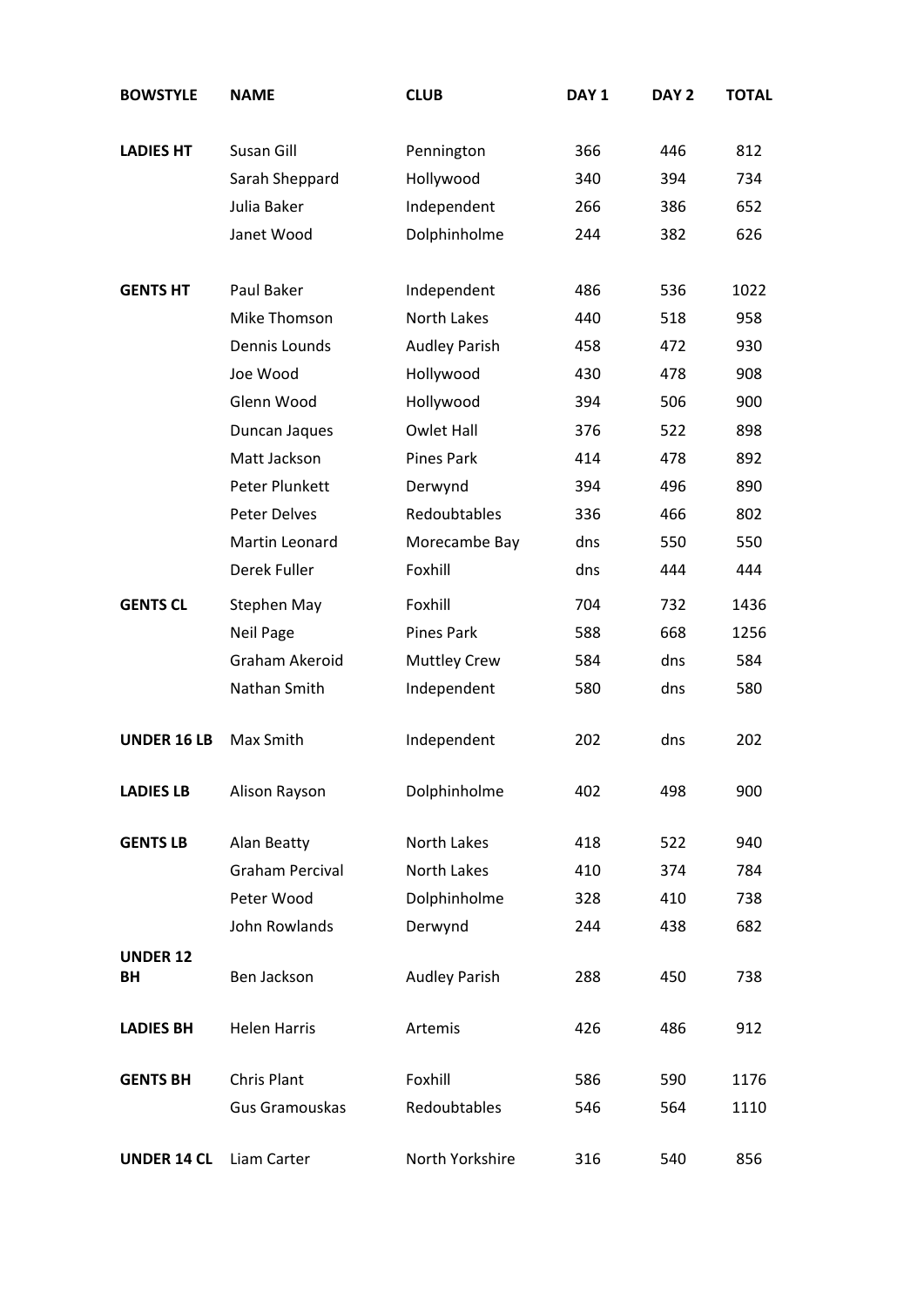| BOWSTYLE | NAME | CLUB | DAY 1 | DAY 2 | TOTAL |
|---|---|---|---|---|---|
| LADIES HT | Susan Gill | Pennington | 366 | 446 | 812 |
| | Sarah Sheppard | Hollywood | 340 | 394 | 734 |
| | Julia Baker | Independent | 266 | 386 | 652 |
| | Janet Wood | Dolphinholme | 244 | 382 | 626 |
| GENTS HT | Paul Baker | Independent | 486 | 536 | 1022 |
| | Mike Thomson | North Lakes | 440 | 518 | 958 |
| | Dennis Lounds | Audley Parish | 458 | 472 | 930 |
| | Joe Wood | Hollywood | 430 | 478 | 908 |
| | Glenn Wood | Hollywood | 394 | 506 | 900 |
| | Duncan Jaques | Owlet Hall | 376 | 522 | 898 |
| | Matt Jackson | Pines Park | 414 | 478 | 892 |
| | Peter Plunkett | Derwynd | 394 | 496 | 890 |
| | Peter Delves | Redoubtables | 336 | 466 | 802 |
| | Martin Leonard | Morecambe Bay | dns | 550 | 550 |
| | Derek Fuller | Foxhill | dns | 444 | 444 |
| GENTS CL | Stephen May | Foxhill | 704 | 732 | 1436 |
| | Neil Page | Pines Park | 588 | 668 | 1256 |
| | Graham Akeroid | Muttley Crew | 584 | dns | 584 |
| | Nathan Smith | Independent | 580 | dns | 580 |
| UNDER 16 LB | Max Smith | Independent | 202 | dns | 202 |
| LADIES LB | Alison Rayson | Dolphinholme | 402 | 498 | 900 |
| GENTS LB | Alan Beatty | North Lakes | 418 | 522 | 940 |
| | Graham Percival | North Lakes | 410 | 374 | 784 |
| | Peter Wood | Dolphinholme | 328 | 410 | 738 |
| | John Rowlands | Derwynd | 244 | 438 | 682 |
| UNDER 12 BH | Ben Jackson | Audley Parish | 288 | 450 | 738 |
| LADIES BH | Helen Harris | Artemis | 426 | 486 | 912 |
| GENTS BH | Chris Plant | Foxhill | 586 | 590 | 1176 |
| | Gus Gramouskas | Redoubtables | 546 | 564 | 1110 |
| UNDER 14 CL | Liam Carter | North Yorkshire | 316 | 540 | 856 |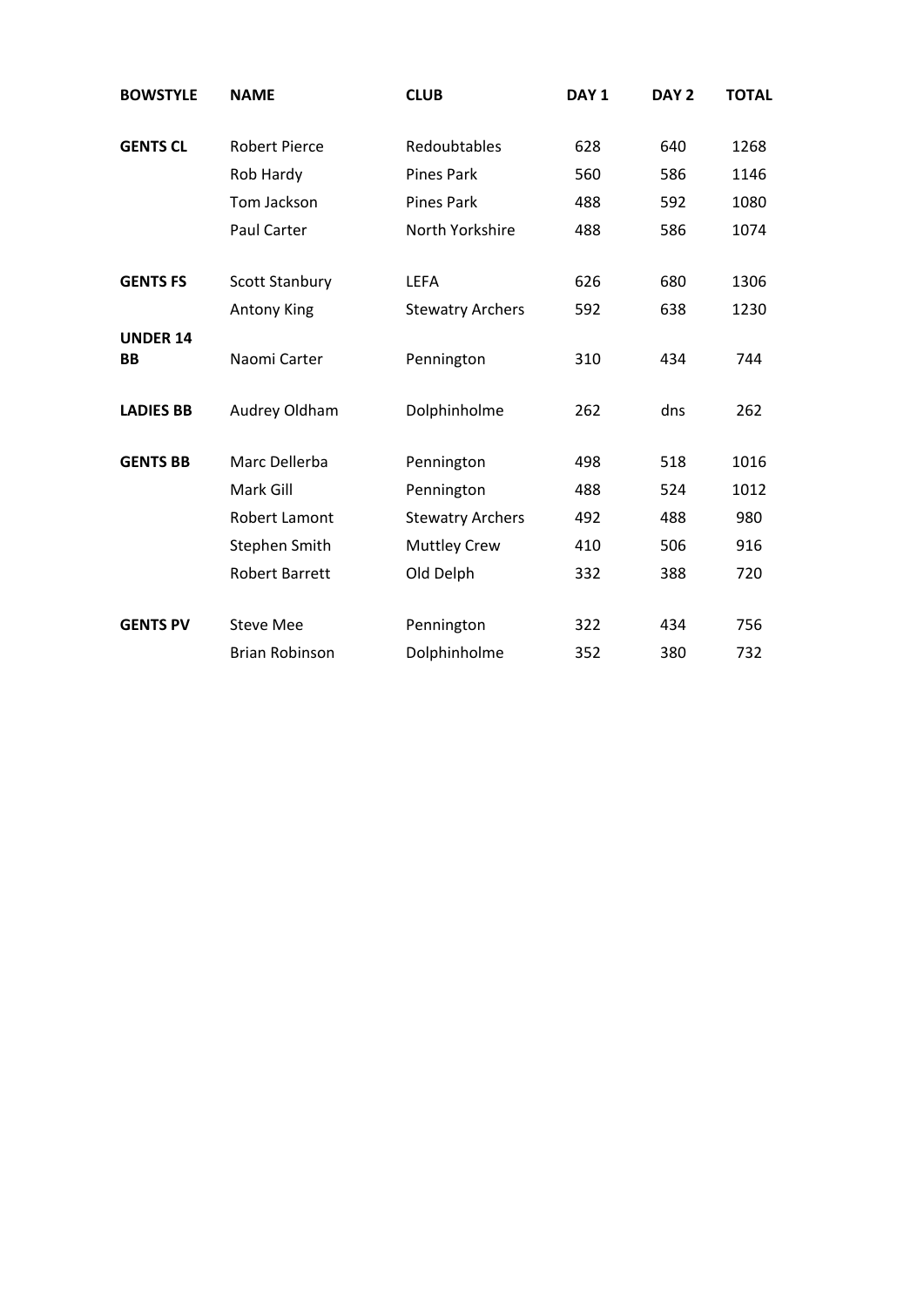| BOWSTYLE | NAME | CLUB | DAY 1 | DAY 2 | TOTAL |
|---|---|---|---|---|---|
| **GENTS CL** | Robert Pierce | Redoubtables | 628 | 640 | 1268 |
| | Rob Hardy | Pines Park | 560 | 586 | 1146 |
| | Tom Jackson | Pines Park | 488 | 592 | 1080 |
| | Paul Carter | North Yorkshire | 488 | 586 | 1074 |
| **GENTS FS** | Scott Stanbury | LEFA | 626 | 680 | 1306 |
| | Antony King | Stewatry Archers | 592 | 638 | 1230 |
| **UNDER 14 BB** | Naomi Carter | Pennington | 310 | 434 | 744 |
| **LADIES BB** | Audrey Oldham | Dolphinholme | 262 | dns | 262 |
| **GENTS BB** | Marc Dellerba | Pennington | 498 | 518 | 1016 |
| | Mark Gill | Pennington | 488 | 524 | 1012 |
| | Robert Lamont | Stewatry Archers | 492 | 488 | 980 |
| | Stephen Smith | Muttley Crew | 410 | 506 | 916 |
| | Robert Barrett | Old Delph | 332 | 388 | 720 |
| **GENTS PV** | Steve Mee | Pennington | 322 | 434 | 756 |
| | Brian Robinson | Dolphinholme | 352 | 380 | 732 |